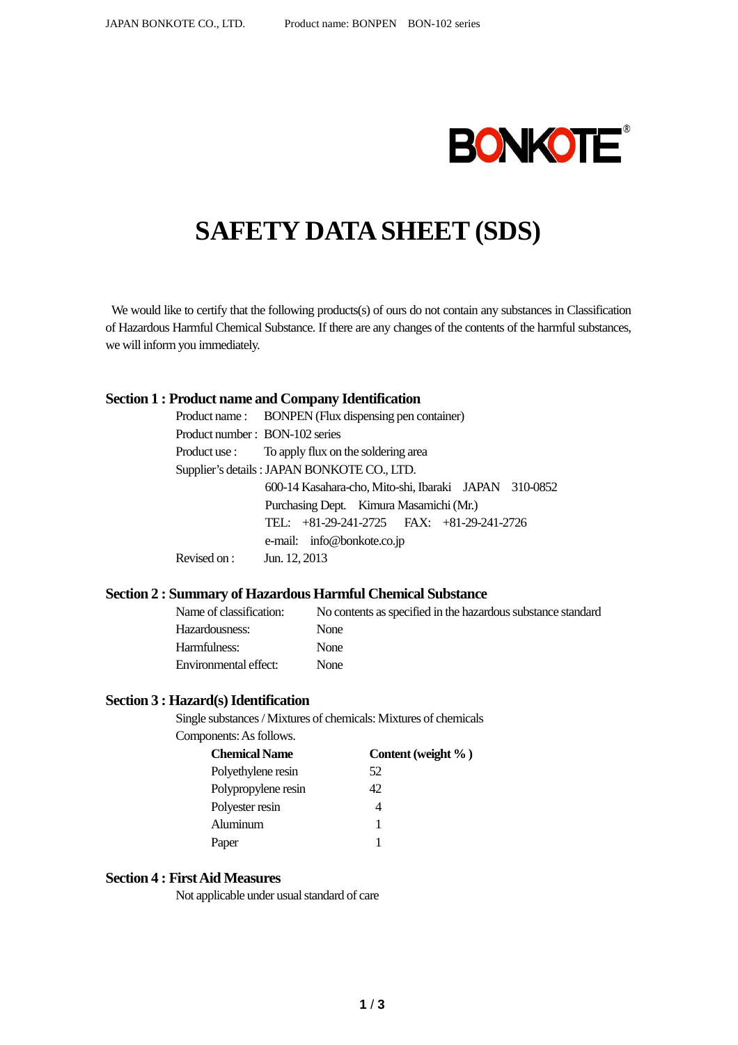BONKOTE®

# SAFETY DATA SHEET (SDS)

We would like to certify that the following products(s) of ours do not contain any substances in Classification of Hazardous Harmful Chemical Substance. If there are any changes of the contents of the harmful substances, we will inform you immediately.

## Section 1 : Product name and Company Identification

Product name : BONPEN (Flux dispensing pen container)
Product number : BON-102 series
Product use : To apply flux on the soldering area
Supplier's details : JAPAN BONKOTE CO., LTD.
600-14 Kasahara-cho, Mito-shi, Ibaraki JAPAN 310-0852
Purchasing Dept. Kimura Masamichi (Mr.)
TEL: +81-29-241-2725 FAX: +81-29-241-2726
e-mail: info@bonkote.co.jp
Revised on : Jun. 12, 2013

## Section 2 : Summary of Hazardous Harmful Chemical Substance

Name of classification: No contents as specified in the hazardous substance standard
Hazardousness: None
Harmfulness: None
Environmental effect: None

## Section 3 : Hazard(s) Identification

Single substances / Mixtures of chemicals: Mixtures of chemicals
Components: As follows.

| Chemical Name | Content (weight % ) |
|---|---|
| Polyethylene resin | 52 |
| Polypropylene resin | 42 |
| Polyester resin | 4 |
| Aluminum | 1 |
| Paper | 1 |

## Section 4 : First Aid Measures

Not applicable under usual standard of care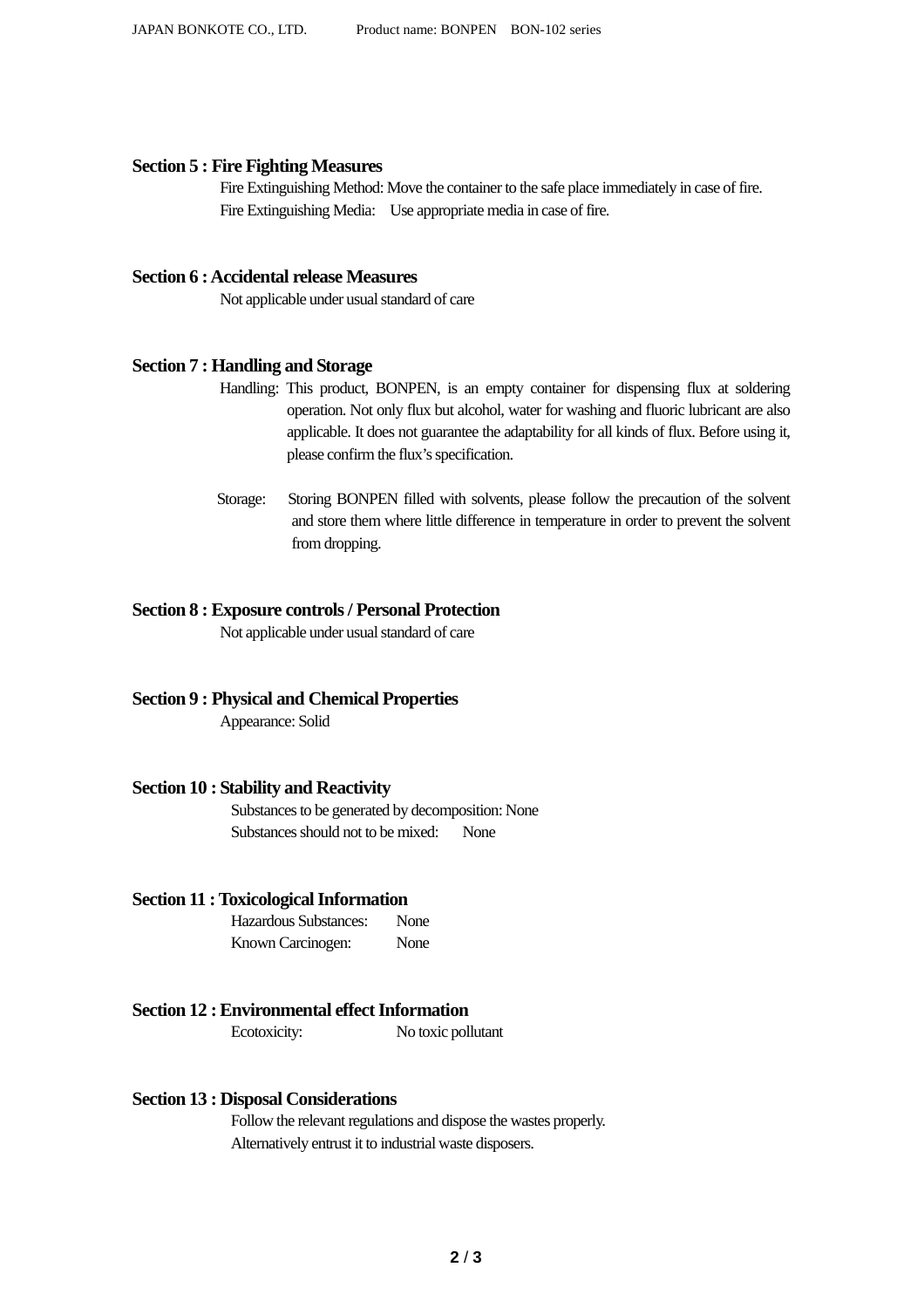## Section 5 : Fire Fighting Measures

Fire Extinguishing Method: Move the container to the safe place immediately in case of fire.
Fire Extinguishing Media: Use appropriate media in case of fire.

## Section 6 : Accidental release Measures

Not applicable under usual standard of care

## Section 7 : Handling and Storage

Handling: This product, BONPEN, is an empty container for dispensing flux at soldering operation. Not only flux but alcohol, water for washing and fluoric lubricant are also applicable. It does not guarantee the adaptability for all kinds of flux. Before using it, please confirm the flux's specification.

Storage: Storing BONPEN filled with solvents, please follow the precaution of the solvent and store them where little difference in temperature in order to prevent the solvent from dropping.

## Section 8 : Exposure controls / Personal Protection

Not applicable under usual standard of care

## Section 9 : Physical and Chemical Properties

Appearance: Solid

## Section 10 : Stability and Reactivity

Substances to be generated by decomposition: None
Substances should not to be mixed: None

## Section 11 : Toxicological Information

Hazardous Substances: None
Known Carcinogen: None

## Section 12 : Environmental effect Information

Ecotoxicity: No toxic pollutant

## Section 13 : Disposal Considerations

Follow the relevant regulations and dispose the wastes properly.
Alternatively entrust it to industrial waste disposers.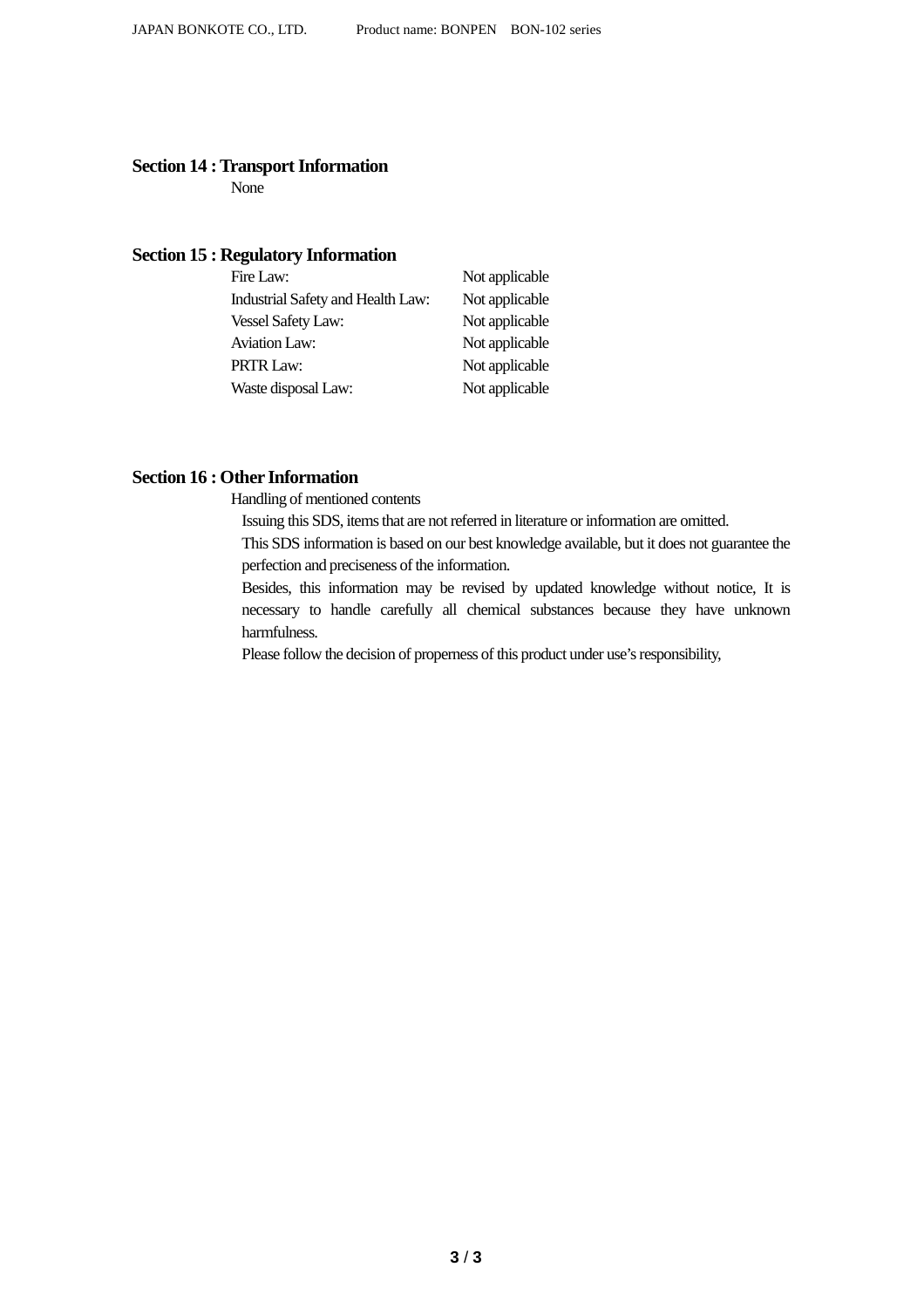## Section 14 : Transport Information

None

## Section 15 : Regulatory Information

| | |
|---|---|
| Fire Law: | Not applicable |
| Industrial Safety and Health Law: | Not applicable |
| Vessel Safety Law: | Not applicable |
| Aviation Law: | Not applicable |
| PRTR Law: | Not applicable |
| Waste disposal Law: | Not applicable |

## Section 16 : Other Information

Handling of mentioned contents

Issuing this SDS, items that are not referred in literature or information are omitted.

This SDS information is based on our best knowledge available, but it does not guarantee the perfection and preciseness of the information.

Besides, this information may be revised by updated knowledge without notice, It is necessary to handle carefully all chemical substances because they have unknown harmfulness.

Please follow the decision of properness of this product under use's responsibility,